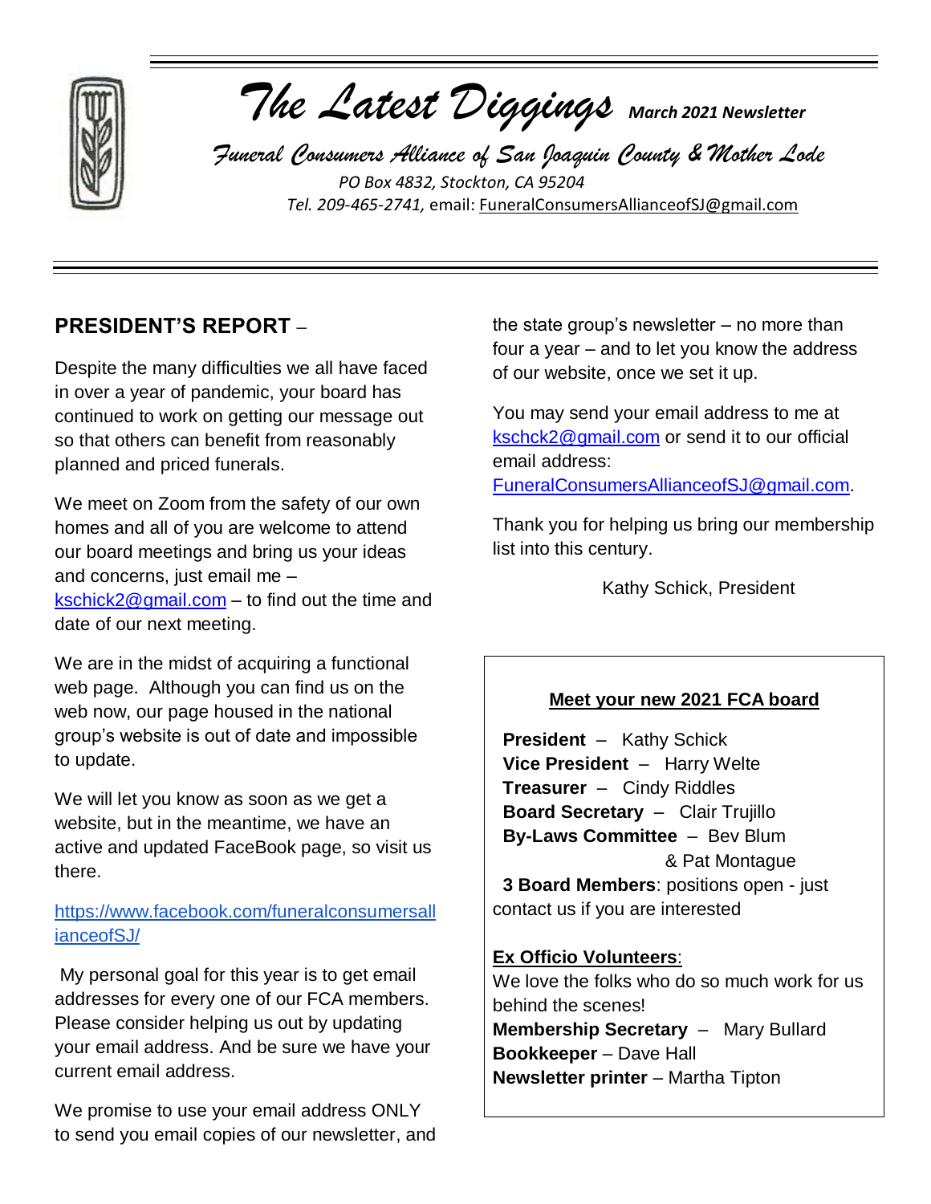# *The Latest Diggings* **March 2021 Newsletter**

*Funeral Consumers Alliance of San Joaquin County & Mother Lode*

*PO Box 4832, Stockton, CA 95204*

*Tel. 209-465-2741,* email: FuneralConsumersAllianceofSJ@gmail.com

## PRESIDENT'S REPORT –

Despite the many difficulties we all have faced in over a year of pandemic, your board has continued to work on getting our message out so that others can benefit from reasonably planned and priced funerals.

We meet on Zoom from the safety of our own homes and all of you are welcome to attend our board meetings and bring us your ideas and concerns, just email me – kschick2@gmail.com – to find out the time and date of our next meeting.

We are in the midst of acquiring a functional web page. Although you can find us on the web now, our page housed in the national group's website is out of date and impossible to update.

We will let you know as soon as we get a website, but in the meantime, we have an active and updated FaceBook page, so visit us there.

https://www.facebook.com/funeralconsumersallianceofSJ/

My personal goal for this year is to get email addresses for every one of our FCA members. Please consider helping us out by updating your email address. And be sure we have your current email address.

We promise to use your email address ONLY to send you email copies of our newsletter, and the state group's newsletter – no more than four a year – and to let you know the address of our website, once we set it up.

You may send your email address to me at kschck2@gmail.com or send it to our official email address: FuneralConsumersAllianceofSJ@gmail.com.

Thank you for helping us bring our membership list into this century.

Kathy Schick, President

### Meet your new 2021 FCA board

**President** – Kathy Schick
**Vice President** – Harry Welte
**Treasurer** – Cindy Riddles
**Board Secretary** – Clair Trujillo
**By-Laws Committee** – Bev Blum & Pat Montague
**3 Board Members**: positions open - just contact us if you are interested

**Ex Officio Volunteers**:
We love the folks who do so much work for us behind the scenes!
**Membership Secretary** – Mary Bullard
**Bookkeeper** – Dave Hall
**Newsletter printer** – Martha Tipton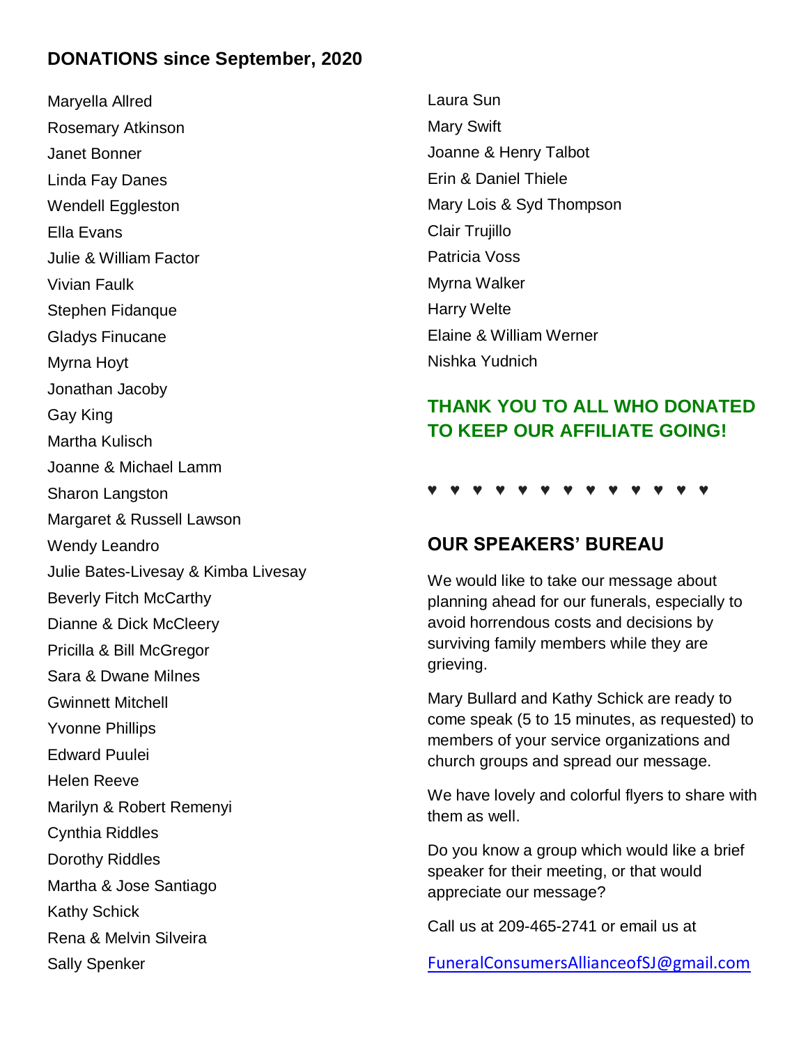## DONATIONS since September, 2020

Maryella Allred
Rosemary Atkinson
Janet Bonner
Linda Fay Danes
Wendell Eggleston
Ella Evans
Julie & William Factor
Vivian Faulk
Stephen Fidanque
Gladys Finucane
Myrna Hoyt
Jonathan Jacoby
Gay King
Martha Kulisch
Joanne & Michael Lamm
Sharon Langston
Margaret & Russell Lawson
Wendy Leandro
Julie Bates-Livesay & Kimba Livesay
Beverly Fitch McCarthy
Dianne & Dick McCleery
Pricilla & Bill McGregor
Sara & Dwane Milnes
Gwinnett Mitchell
Yvonne Phillips
Edward Puulei
Helen Reeve
Marilyn & Robert Remenyi
Cynthia Riddles
Dorothy Riddles
Martha & Jose Santiago
Kathy Schick
Rena & Melvin Silveira
Sally Spenker
Laura Sun
Mary Swift
Joanne & Henry Talbot
Erin & Daniel Thiele
Mary Lois & Syd Thompson
Clair Trujillo
Patricia Voss
Myrna Walker
Harry Welte
Elaine & William Werner
Nishka Yudnich

**THANK YOU TO ALL WHO DONATED TO KEEP OUR AFFILIATE GOING!**

♥ ♥ ♥ ♥ ♥ ♥ ♥ ♥ ♥ ♥ ♥ ♥ ♥

## OUR SPEAKERS' BUREAU

We would like to take our message about planning ahead for our funerals, especially to avoid horrendous costs and decisions by surviving family members while they are grieving.

Mary Bullard and Kathy Schick are ready to come speak (5 to 15 minutes, as requested) to members of your service organizations and church groups and spread our message.

We have lovely and colorful flyers to share with them as well.

Do you know a group which would like a brief speaker for their meeting, or that would appreciate our message?

Call us at 209-465-2741 or email us at

FuneralConsumersAllianceofSJ@gmail.com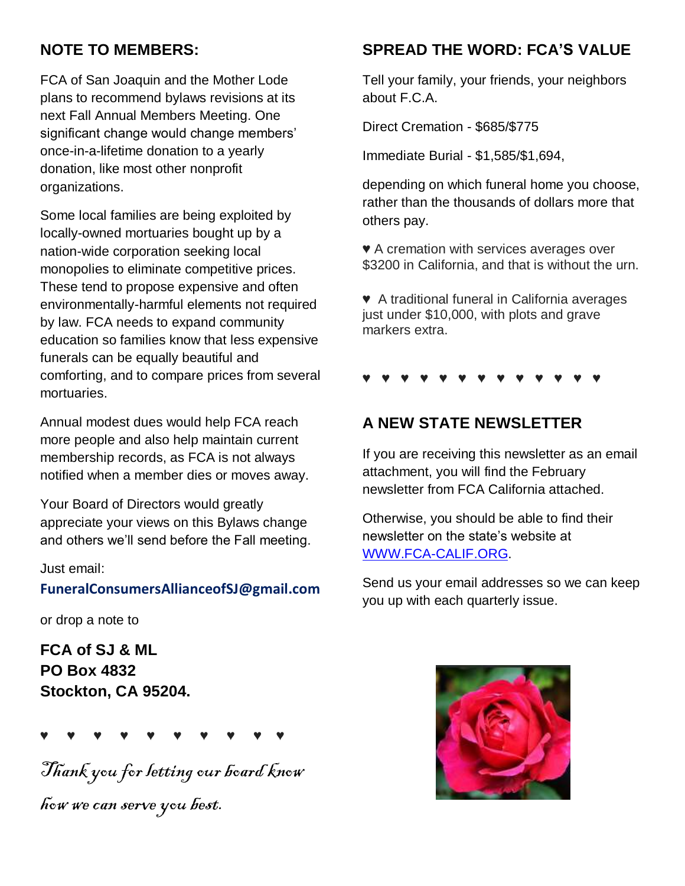## NOTE TO MEMBERS:

FCA of San Joaquin and the Mother Lode plans to recommend bylaws revisions at its next Fall Annual Members Meeting. One significant change would change members' once-in-a-lifetime donation to a yearly donation, like most other nonprofit organizations.

Some local families are being exploited by locally-owned mortuaries bought up by a nation-wide corporation seeking local monopolies to eliminate competitive prices. These tend to propose expensive and often environmentally-harmful elements not required by law. FCA needs to expand community education so families know that less expensive funerals can be equally beautiful and comforting, and to compare prices from several mortuaries.

Annual modest dues would help FCA reach more people and also help maintain current membership records, as FCA is not always notified when a member dies or moves away.

Your Board of Directors would greatly appreciate your views on this Bylaws change and others we'll send before the Fall meeting.

Just email:
**FuneralConsumersAllianceofSJ@gmail.com**

or drop a note to

**FCA of SJ & ML**
**PO Box 4832**
**Stockton, CA 95204.**

♥ ♥ ♥ ♥ ♥ ♥ ♥ ♥ ♥ ♥

*Thank you for letting our board know how we can serve you best.*

## SPREAD THE WORD: FCA'S VALUE

Tell your family, your friends, your neighbors about F.C.A.

Direct Cremation - $685/$775

Immediate Burial - $1,585/$1,694,

depending on which funeral home you choose, rather than the thousands of dollars more that others pay.

♥ A cremation with services averages over $3200 in California, and that is without the urn.

♥ A traditional funeral in California averages just under $10,000, with plots and grave markers extra.

♥ ♥ ♥ ♥ ♥ ♥ ♥ ♥ ♥ ♥ ♥ ♥ ♥

## A NEW STATE NEWSLETTER

If you are receiving this newsletter as an email attachment, you will find the February newsletter from FCA California attached.

Otherwise, you should be able to find their newsletter on the state's website at WWW.FCA-CALIF.ORG.

Send us your email addresses so we can keep you up with each quarterly issue.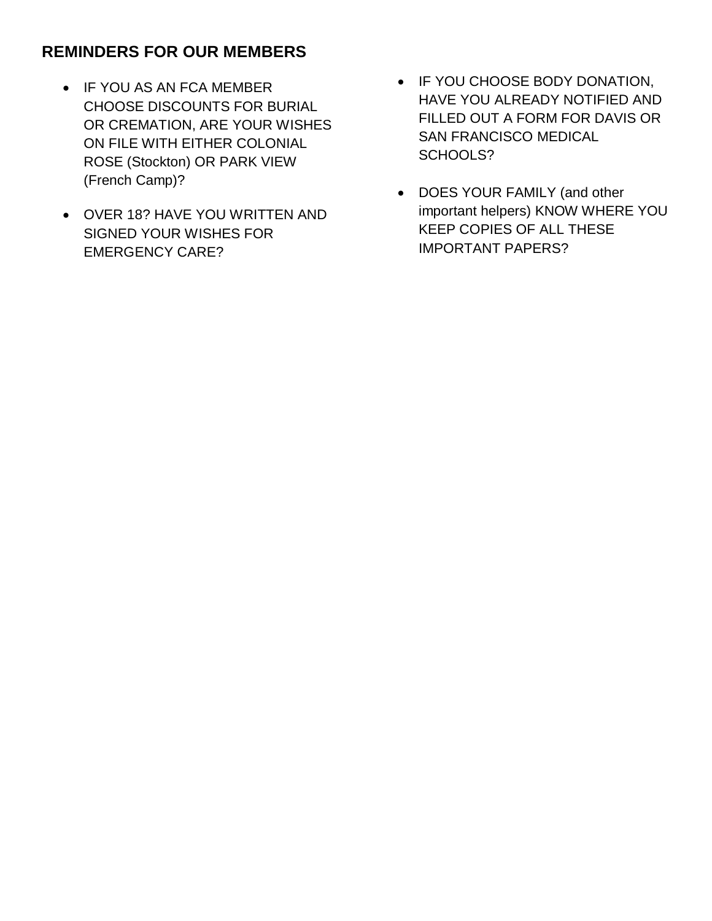## REMINDERS FOR OUR MEMBERS

- IF YOU AS AN FCA MEMBER CHOOSE DISCOUNTS FOR BURIAL OR CREMATION, ARE YOUR WISHES ON FILE WITH EITHER COLONIAL ROSE (Stockton) OR PARK VIEW (French Camp)?
- OVER 18? HAVE YOU WRITTEN AND SIGNED YOUR WISHES FOR EMERGENCY CARE?
- IF YOU CHOOSE BODY DONATION, HAVE YOU ALREADY NOTIFIED AND FILLED OUT A FORM FOR DAVIS OR SAN FRANCISCO MEDICAL SCHOOLS?
- DOES YOUR FAMILY (and other important helpers) KNOW WHERE YOU KEEP COPIES OF ALL THESE IMPORTANT PAPERS?